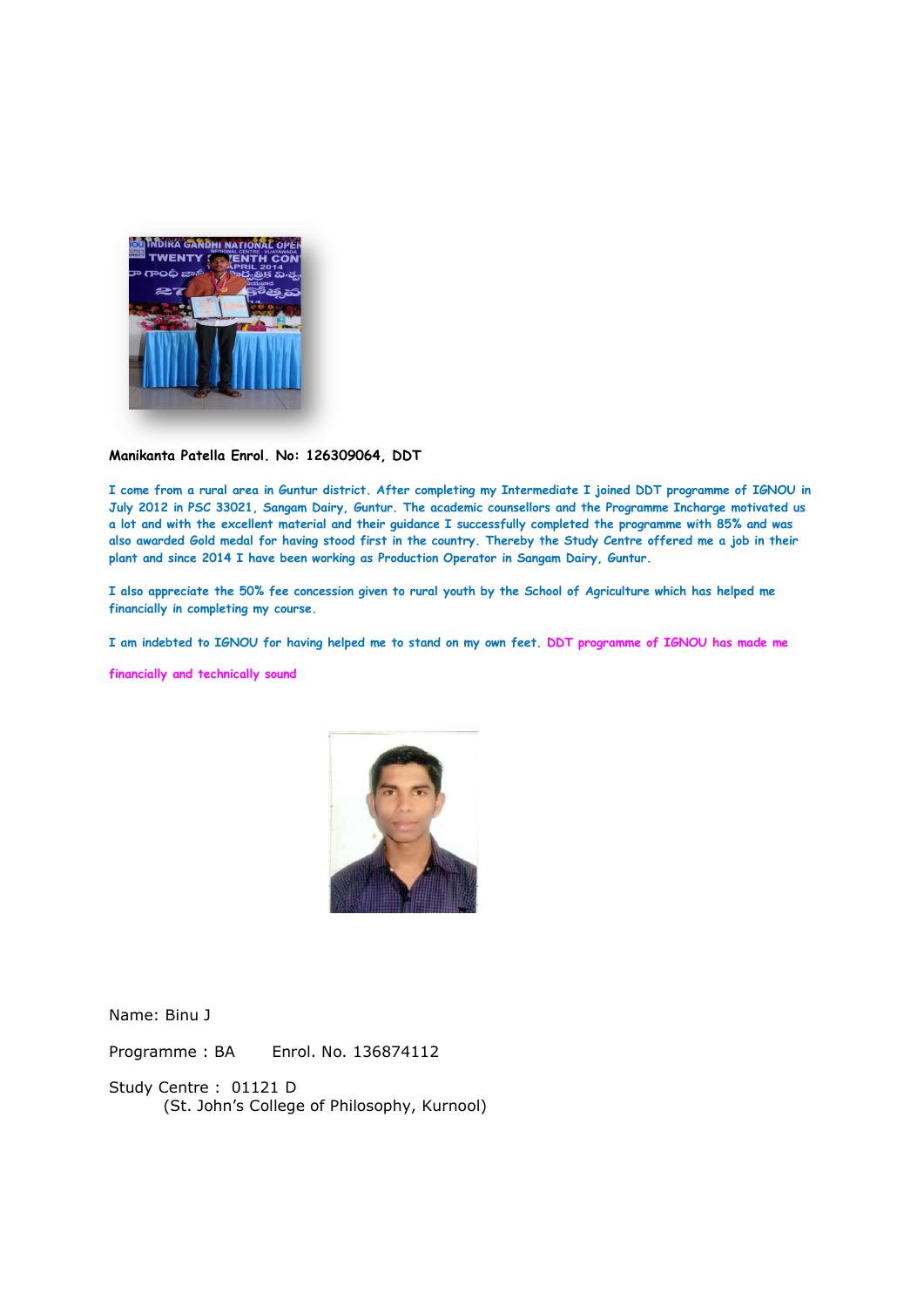**Manikanta Patella Enrol. No: 126309064, DDT**

I come from a rural area in Guntur district. After completing my Intermediate I joined DDT programme of IGNOU in July 2012 in PSC 33021, Sangam Dairy, Guntur. The academic counsellors and the Programme Incharge motivated us a lot and with the excellent material and their guidance I successfully completed the programme with 85% and was also awarded Gold medal for having stood first in the country. Thereby the Study Centre offered me a job in their plant and since 2014 I have been working as Production Operator in Sangam Dairy, Guntur.

I also appreciate the 50% fee concession given to rural youth by the School of Agriculture which has helped me financially in completing my course.

I am indebted to IGNOU for having helped me to stand on my own feet. DDT programme of IGNOU has made me financially and technically sound

Name: Binu J

Programme : BA Enrol. No. 136874112

Study Centre : 01121 D
(St. John's College of Philosophy, Kurnool)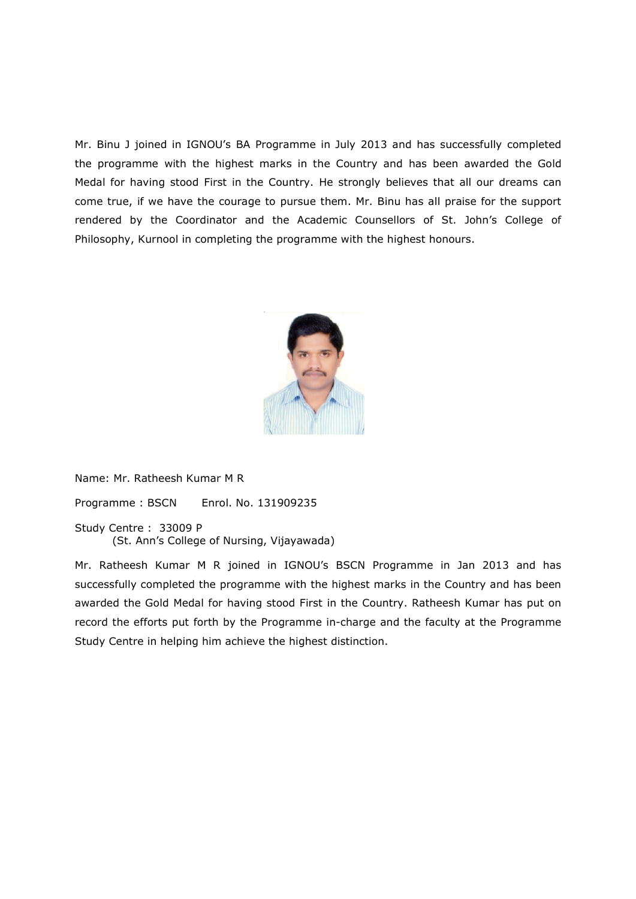Mr. Binu J joined in IGNOU's BA Programme in July 2013 and has successfully completed the programme with the highest marks in the Country and has been awarded the Gold Medal for having stood First in the Country. He strongly believes that all our dreams can come true, if we have the courage to pursue them. Mr. Binu has all praise for the support rendered by the Coordinator and the Academic Counsellors of St. John's College of Philosophy, Kurnool in completing the programme with the highest honours.

Name: Mr. Ratheesh Kumar M R

Programme : BSCN  Enrol. No. 131909235

Study Centre : 33009 P
(St. Ann's College of Nursing, Vijayawada)

Mr. Ratheesh Kumar M R joined in IGNOU's BSCN Programme in Jan 2013 and has successfully completed the programme with the highest marks in the Country and has been awarded the Gold Medal for having stood First in the Country. Ratheesh Kumar has put on record the efforts put forth by the Programme in-charge and the faculty at the Programme Study Centre in helping him achieve the highest distinction.